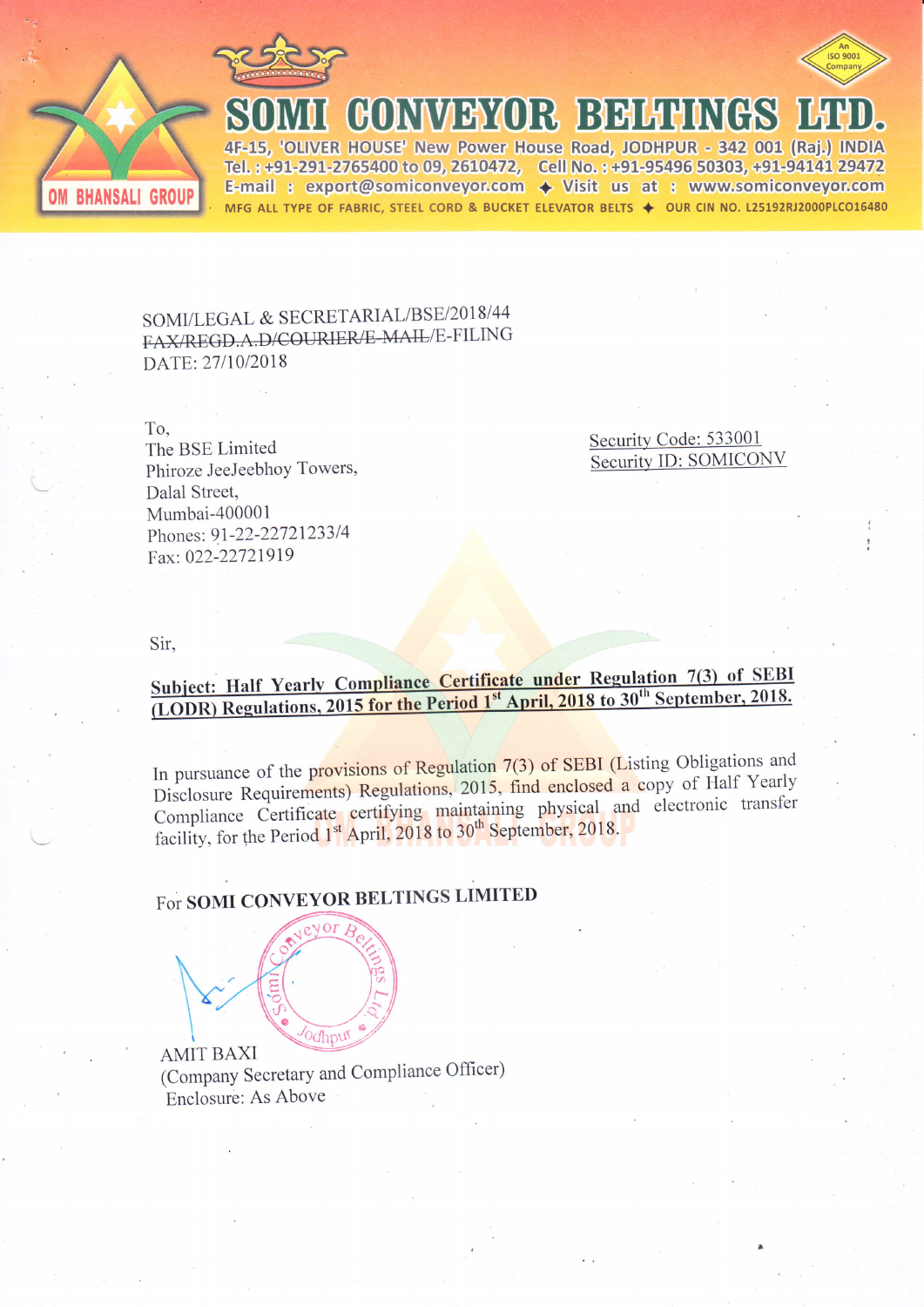# SOMI CONVEYOR BELTINGS LTD.

OM BHANSALI GROUP

4F-15, 'OLIVER HOUSE' New Power House Road, JODHPUR - 342 001 (Raj.) INDIA
Tel. : +91-291-2765400 to 09, 2610472, Cell No. : +91-95496 50303, +91-94141 29472
E-mail : export@somiconveyor.com ✦ Visit us at : www.somiconveyor.com
MFG ALL TYPE OF FABRIC, STEEL CORD & BUCKET ELEVATOR BELTS ✦ OUR CIN NO. L25192RJ2000PLCO16480

An ISO 9001 Company

SOMI/LEGAL & SECRETARIAL/BSE/2018/44
~~FAX/REGD.A.D/COURIER/E-MAIL~~/E-FILING
DATE: 27/10/2018

To,
The BSE Limited
Phiroze JeeJeebhoy Towers,
Dalal Street,
Mumbai-400001
Phones: 91-22-22721233/4
Fax: 022-22721919

Security Code: 533001
Security ID: SOMICONV

Sir,

**Subject: Half Yearly Compliance Certificate under Regulation 7(3) of SEBI (LODR) Regulations, 2015 for the Period 1st April, 2018 to 30th September, 2018.**

In pursuance of the provisions of Regulation 7(3) of SEBI (Listing Obligations and Disclosure Requirements) Regulations, 2015, find enclosed a copy of Half Yearly Compliance Certificate certifying maintaining physical and electronic transfer facility, for the Period 1st April, 2018 to 30th September, 2018.

For **SOMI CONVEYOR BELTINGS LIMITED**

AMIT BAXI
(Company Secretary and Compliance Officer)
Enclosure: As Above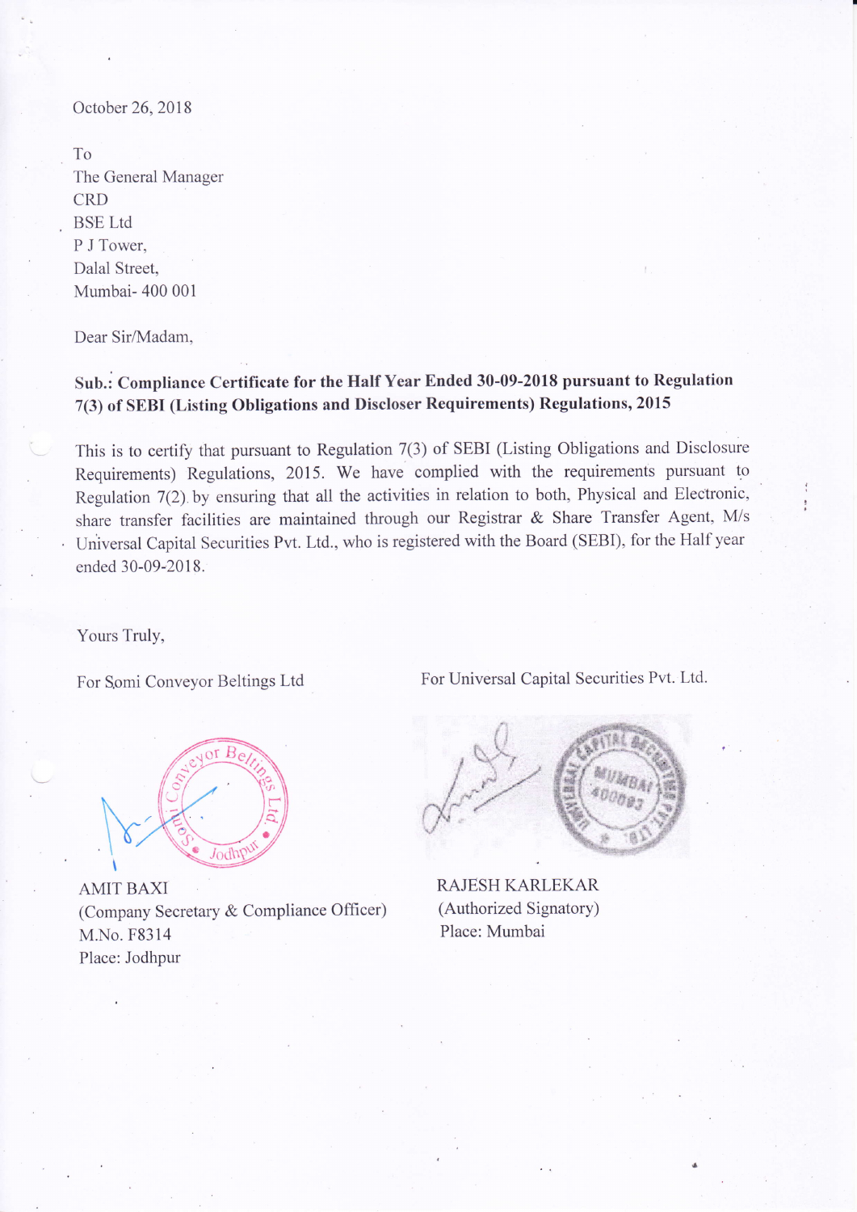October 26, 2018

To
The General Manager
CRD
BSE Ltd
P J Tower,
Dalal Street,
Mumbai- 400 001

Dear Sir/Madam,

**Sub.: Compliance Certificate for the Half Year Ended 30-09-2018 pursuant to Regulation 7(3) of SEBI (Listing Obligations and Discloser Requirements) Regulations, 2015**

This is to certify that pursuant to Regulation 7(3) of SEBI (Listing Obligations and Disclosure Requirements) Regulations, 2015. We have complied with the requirements pursuant to Regulation 7(2) by ensuring that all the activities in relation to both, Physical and Electronic, share transfer facilities are maintained through our Registrar & Share Transfer Agent, M/s Universal Capital Securities Pvt. Ltd., who is registered with the Board (SEBI), for the Half year ended 30-09-2018.

Yours Truly,

For Somi Conveyor Beltings Ltd

AMIT BAXI
(Company Secretary & Compliance Officer)
M.No. F8314
Place: Jodhpur

For Universal Capital Securities Pvt. Ltd.

RAJESH KARLEKAR
(Authorized Signatory)
Place: Mumbai